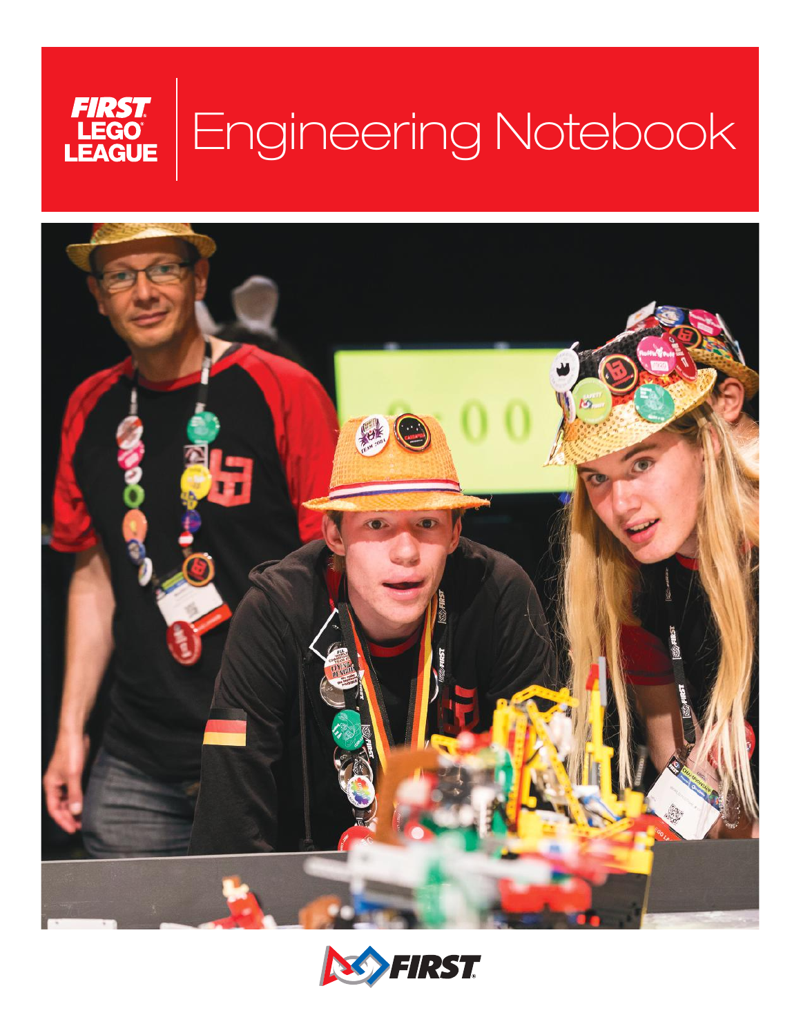# *FIRST* LEGO LEAGUE Engineering Notebook

*FIRST*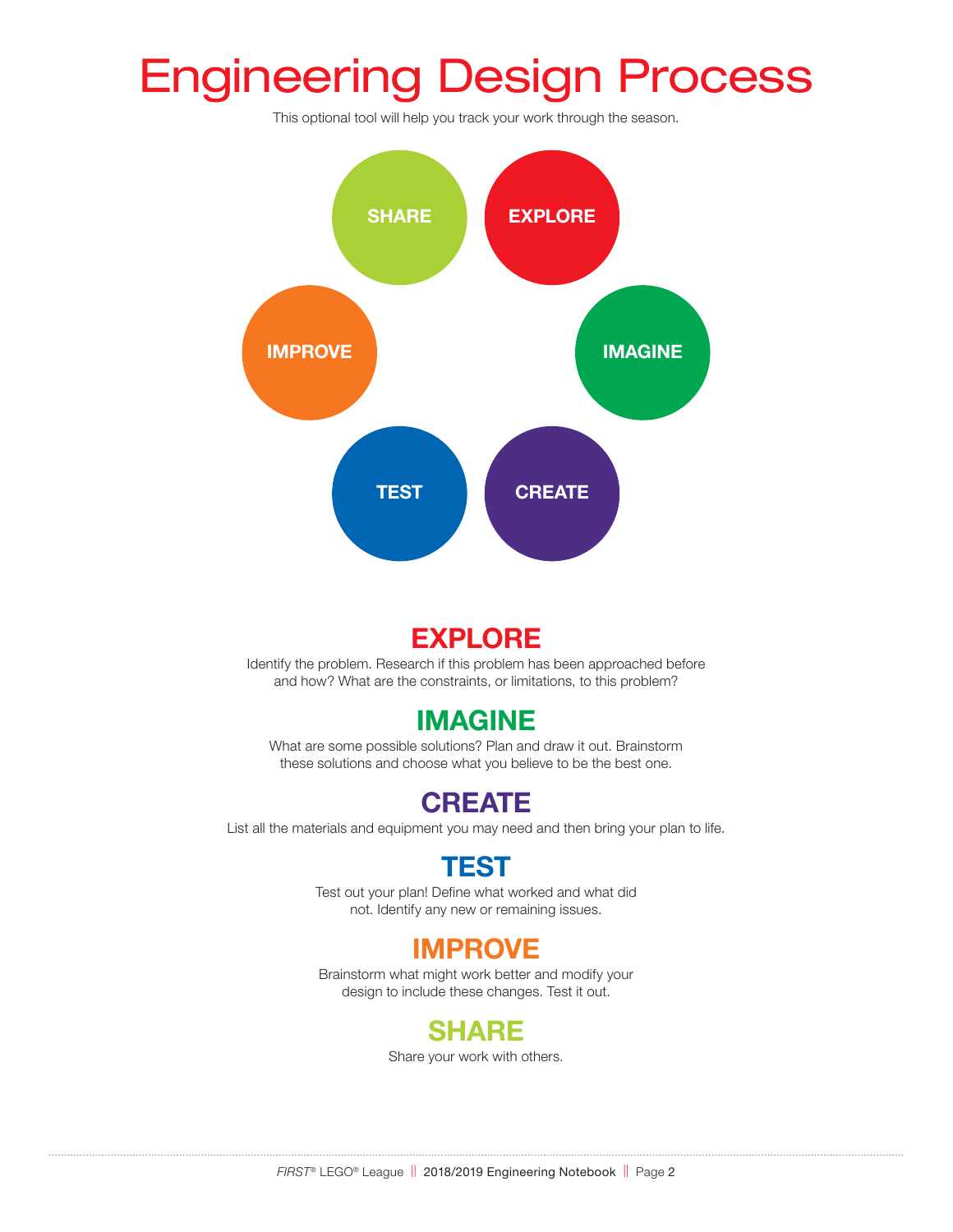# Engineering Design Process

This optional tool will help you track your work through the season.

SHARE

EXPLORE

IMPROVE

IMAGINE

TEST

CREATE

## EXPLORE

Identify the problem. Research if this problem has been approached before and how? What are the constraints, or limitations, to this problem?

## IMAGINE

What are some possible solutions? Plan and draw it out. Brainstorm these solutions and choose what you believe to be the best one.

## CREATE

List all the materials and equipment you may need and then bring your plan to life.

## TEST

Test out your plan! Define what worked and what did not. Identify any new or remaining issues.

## IMPROVE

Brainstorm what might work better and modify your design to include these changes. Test it out.

## SHARE

Share your work with others.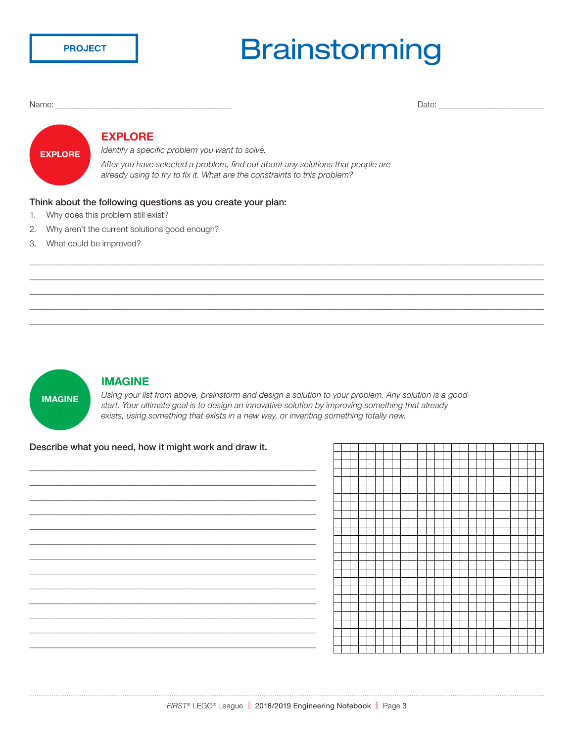PROJECT

# Brainstorming

Name: ______________________________________ Date: ________________________

EXPLORE

## EXPLORE

*Identify a specific problem you want to solve.*

*After you have selected a problem, find out about any solutions that people are already using to try to fix it. What are the constraints to this problem?*

**Think about the following questions as you create your plan:**

1. Why does this problem still exist?
2. Why aren't the current solutions good enough?
3. What could be improved?

____________________________________________________________________________________________

____________________________________________________________________________________________

____________________________________________________________________________________________

____________________________________________________________________________________________

____________________________________________________________________________________________

IMAGINE

## IMAGINE

*Using your list from above, brainstorm and design a solution to your problem. Any solution is a good start. Your ultimate goal is to design an innovative solution by improving something that already exists, using something that exists in a new way, or inventing something totally new.*

**Describe what you need, how it might work and draw it.**

____________________________________________________

____________________________________________________

____________________________________________________

____________________________________________________

____________________________________________________

____________________________________________________

____________________________________________________

____________________________________________________

____________________________________________________

____________________________________________________

____________________________________________________

____________________________________________________

____________________________________________________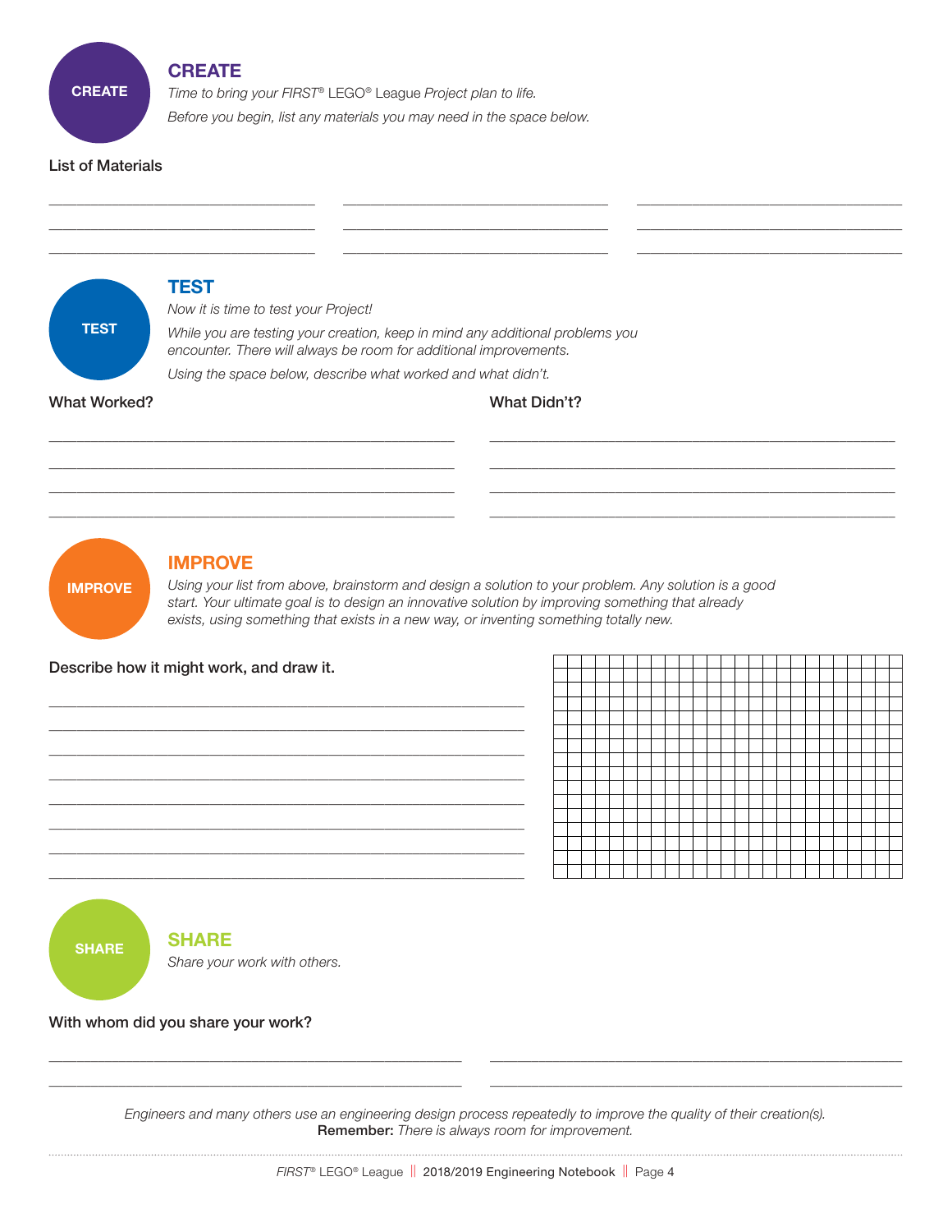## CREATE

*Time to bring your FIRST® LEGO® League Project plan to life.*

*Before you begin, list any materials you may need in the space below.*

List of Materials

## TEST

*Now it is time to test your Project!*

*While you are testing your creation, keep in mind any additional problems you encounter. There will always be room for additional improvements.*

*Using the space below, describe what worked and what didn't.*

What Worked?

What Didn't?

## IMPROVE

*Using your list from above, brainstorm and design a solution to your problem. Any solution is a good start. Your ultimate goal is to design an innovative solution by improving something that already exists, using something that exists in a new way, or inventing something totally new.*

Describe how it might work, and draw it.

## SHARE

*Share your work with others.*

With whom did you share your work?

*Engineers and many others use an engineering design process repeatedly to improve the quality of their creation(s).*
**Remember:** *There is always room for improvement.*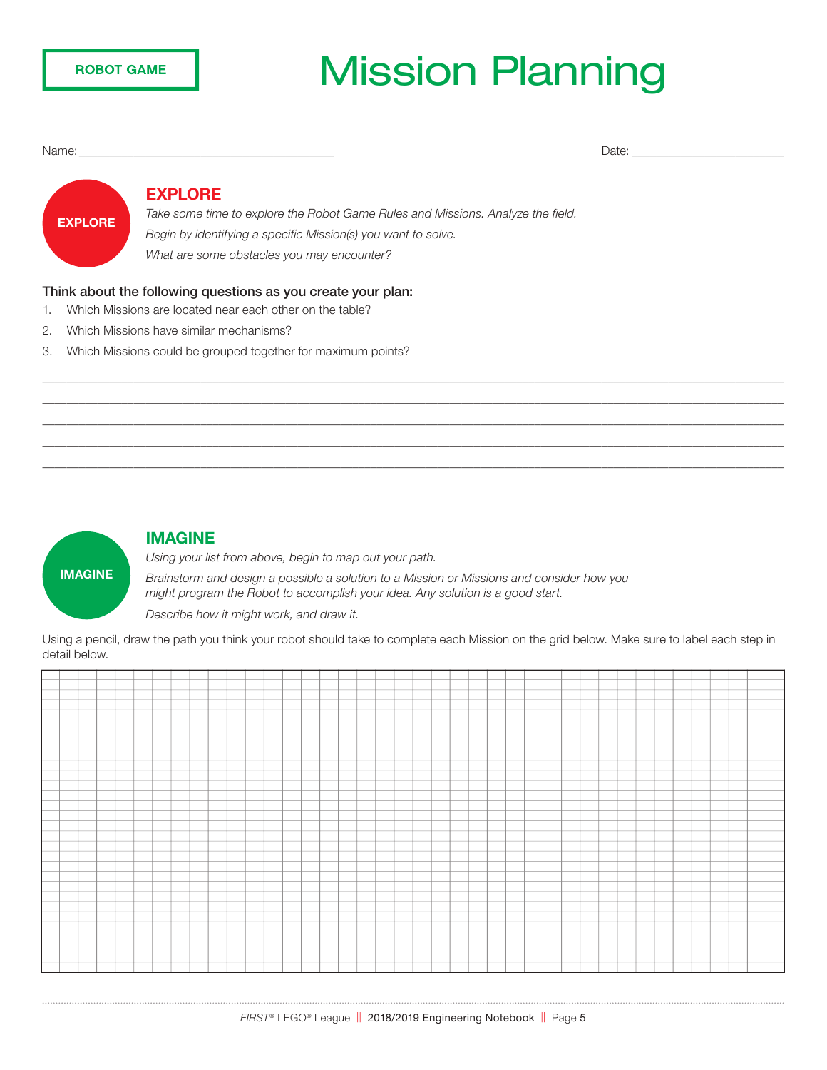ROBOT GAME

# Mission Planning

Name: ______________________________________ Date: ______________________

EXPLORE

## EXPLORE

*Take some time to explore the Robot Game Rules and Missions. Analyze the field.*

*Begin by identifying a specific Mission(s) you want to solve.*

*What are some obstacles you may encounter?*

**Think about the following questions as you create your plan:**

1. Which Missions are located near each other on the table?
2. Which Missions have similar mechanisms?
3. Which Missions could be grouped together for maximum points?

______________________________________________________________________________

______________________________________________________________________________

______________________________________________________________________________

______________________________________________________________________________

______________________________________________________________________________

IMAGINE

## IMAGINE

*Using your list from above, begin to map out your path.*

*Brainstorm and design a possible a solution to a Mission or Missions and consider how you might program the Robot to accomplish your idea. Any solution is a good start.*

*Describe how it might work, and draw it.*

Using a pencil, draw the path you think your robot should take to complete each Mission on the grid below. Make sure to label each step in detail below.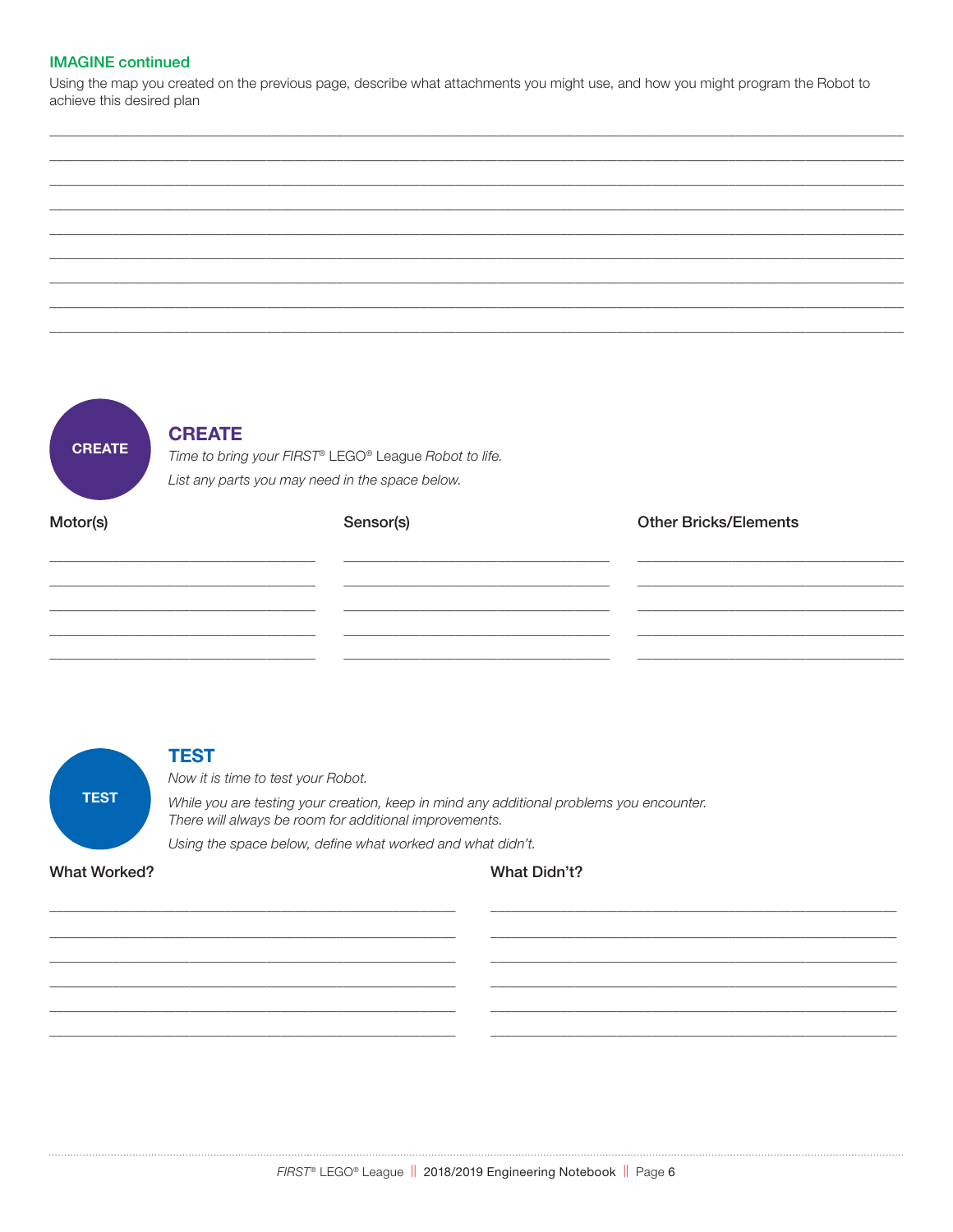### IMAGINE continued

Using the map you created on the previous page, describe what attachments you might use, and how you might program the Robot to achieve this desired plan

_______________________________________________________________________________

_______________________________________________________________________________

_______________________________________________________________________________

_______________________________________________________________________________

_______________________________________________________________________________

_______________________________________________________________________________

_______________________________________________________________________________

_______________________________________________________________________________

_______________________________________________________________________________

## CREATE

*Time to bring your FIRST® LEGO® League Robot to life.*

*List any parts you may need in the space below.*

| Motor(s) | Sensor(s) | Other Bricks/Elements |
| --- | --- | --- |
| | | |
| | | |
| | | |
| | | |
| | | |

## TEST

*Now it is time to test your Robot.*

*While you are testing your creation, keep in mind any additional problems you encounter. There will always be room for additional improvements.*

*Using the space below, define what worked and what didn't.*

| What Worked? | What Didn't? |
| --- | --- |
| | |
| | |
| | |
| | |
| | |
| | |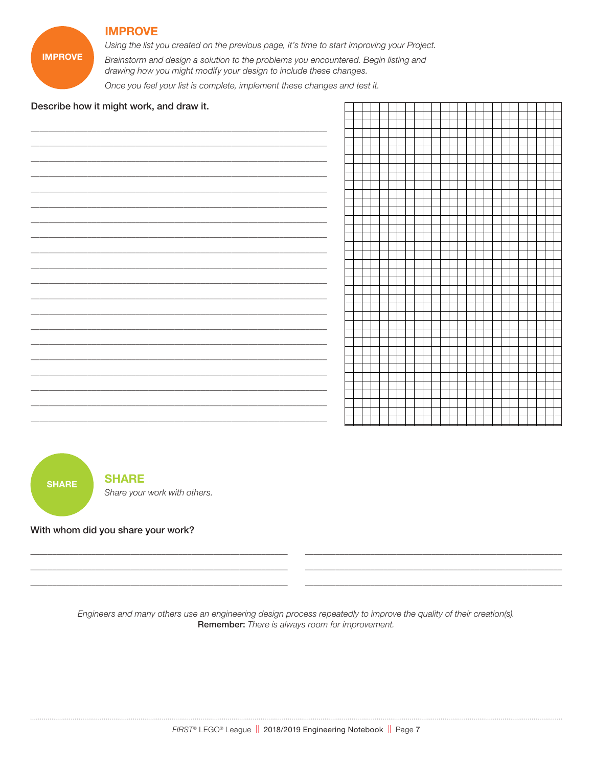## IMPROVE

*Using the list you created on the previous page, it's time to start improving your Project.*

*Brainstorm and design a solution to the problems you encountered. Begin listing and drawing how you might modify your design to include these changes.*

*Once you feel your list is complete, implement these changes and test it.*

**Describe how it might work, and draw it.**

## SHARE

*Share your work with others.*

**With whom did you share your work?**

*Engineers and many others use an engineering design process repeatedly to improve the quality of their creation(s).*
**Remember:** *There is always room for improvement.*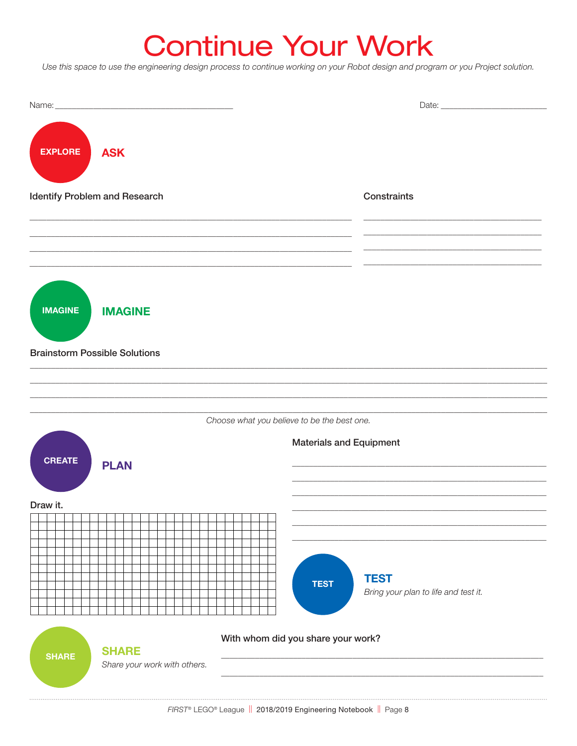# Continue Your Work

*Use this space to use the engineering design process to continue working on your Robot design and program or you Project solution.*

Name: ________________________________________ Date: ________________________

**EXPLORE**

## ASK

**Identify Problem and Research**

______________________________________________________________________

______________________________________________________________________

______________________________________________________________________

______________________________________________________________________

**Constraints**

________________________________________

________________________________________

________________________________________

________________________________________

**IMAGINE**

## IMAGINE

**Brainstorm Possible Solutions**

______________________________________________________________________

______________________________________________________________________

______________________________________________________________________

______________________________________________________________________

*Choose what you believe to be the best one.*

**CREATE**

## PLAN

**Draw it.**

**Materials and Equipment**

________________________________________

________________________________________

________________________________________

________________________________________

________________________________________

________________________________________

**TEST**

## TEST

*Bring your plan to life and test it.*

**SHARE**

## SHARE

*Share your work with others.*

**With whom did you share your work?**

______________________________________________________________________

______________________________________________________________________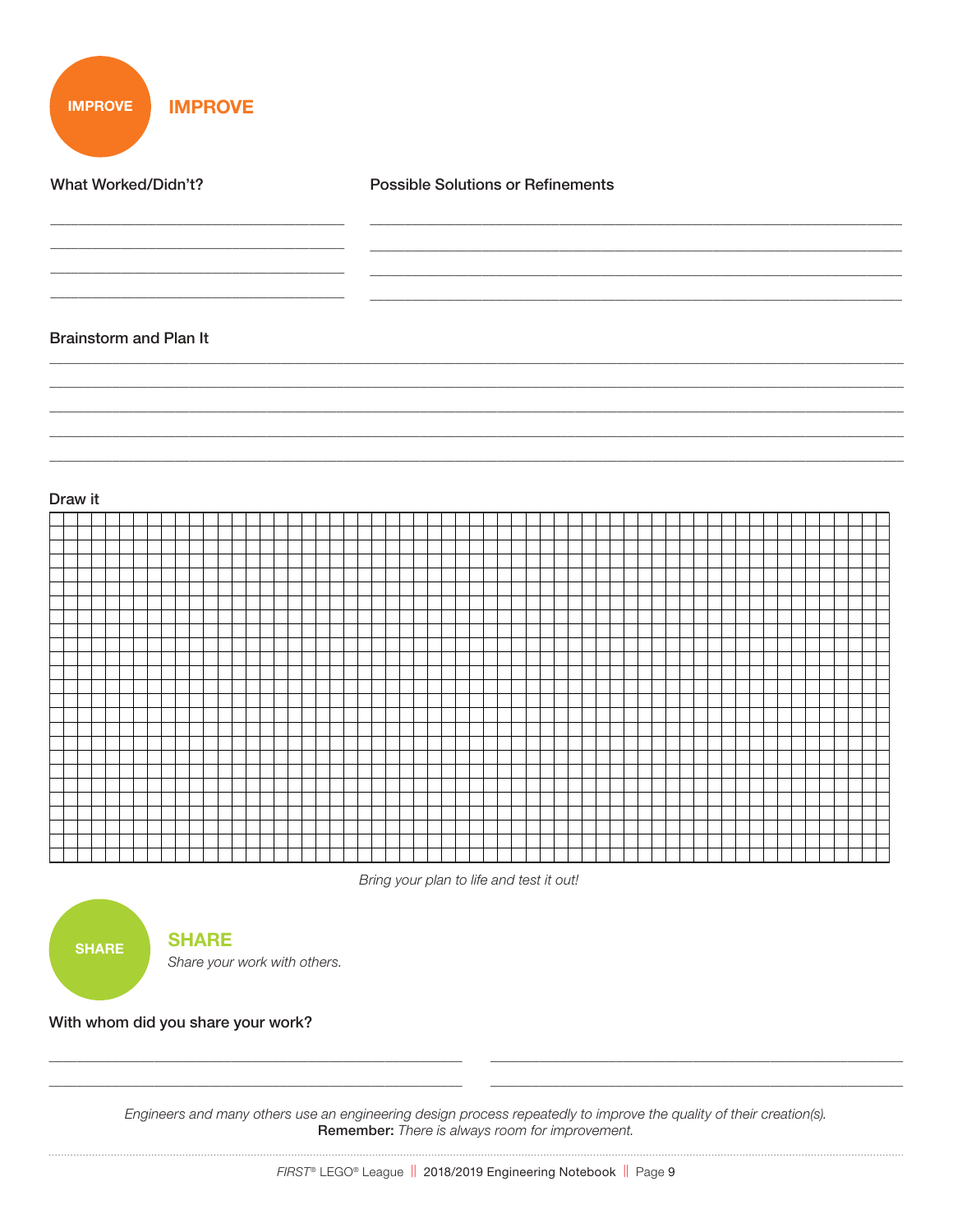## IMPROVE

**What Worked/Didn't?**

**Possible Solutions or Refinements**

**Brainstorm and Plan It**

**Draw it**

*Bring your plan to life and test it out!*

## SHARE

*Share your work with others.*

**With whom did you share your work?**

*Engineers and many others use an engineering design process repeatedly to improve the quality of their creation(s).*
**Remember:** *There is always room for improvement.*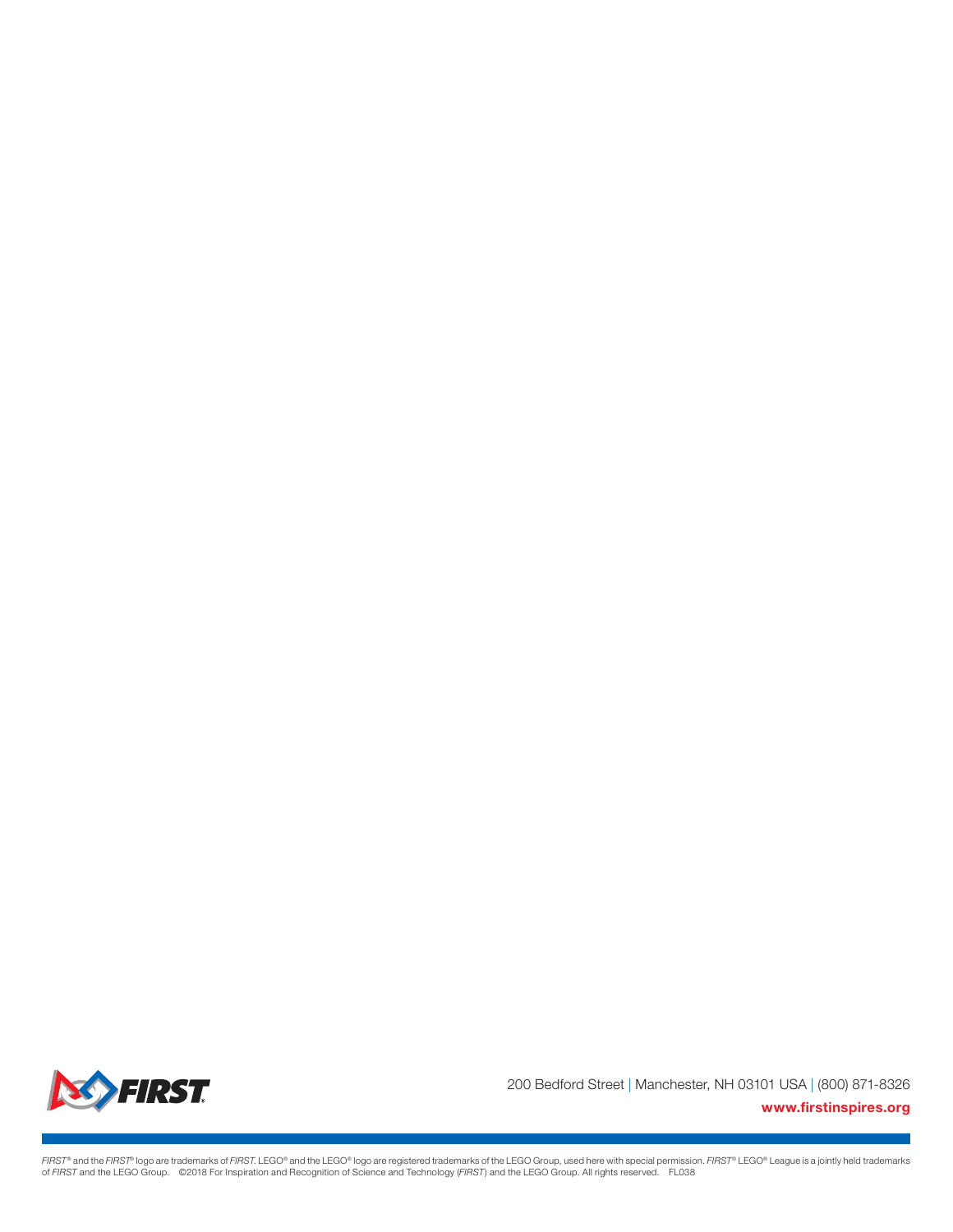200 Bedford Street | Manchester, NH 03101 USA | (800) 871-8326

**www.firstinspires.org**

*FIRST*® and the *FIRST*® logo are trademarks of *FIRST*. LEGO® and the LEGO® logo are registered trademarks of the LEGO Group, used here with special permission. *FIRST*® LEGO® League is a jointly held trademarks of *FIRST* and the LEGO Group. ©2018 For Inspiration and Recognition of Science and Technology (*FIRST*) and the LEGO Group. All rights reserved. FL038